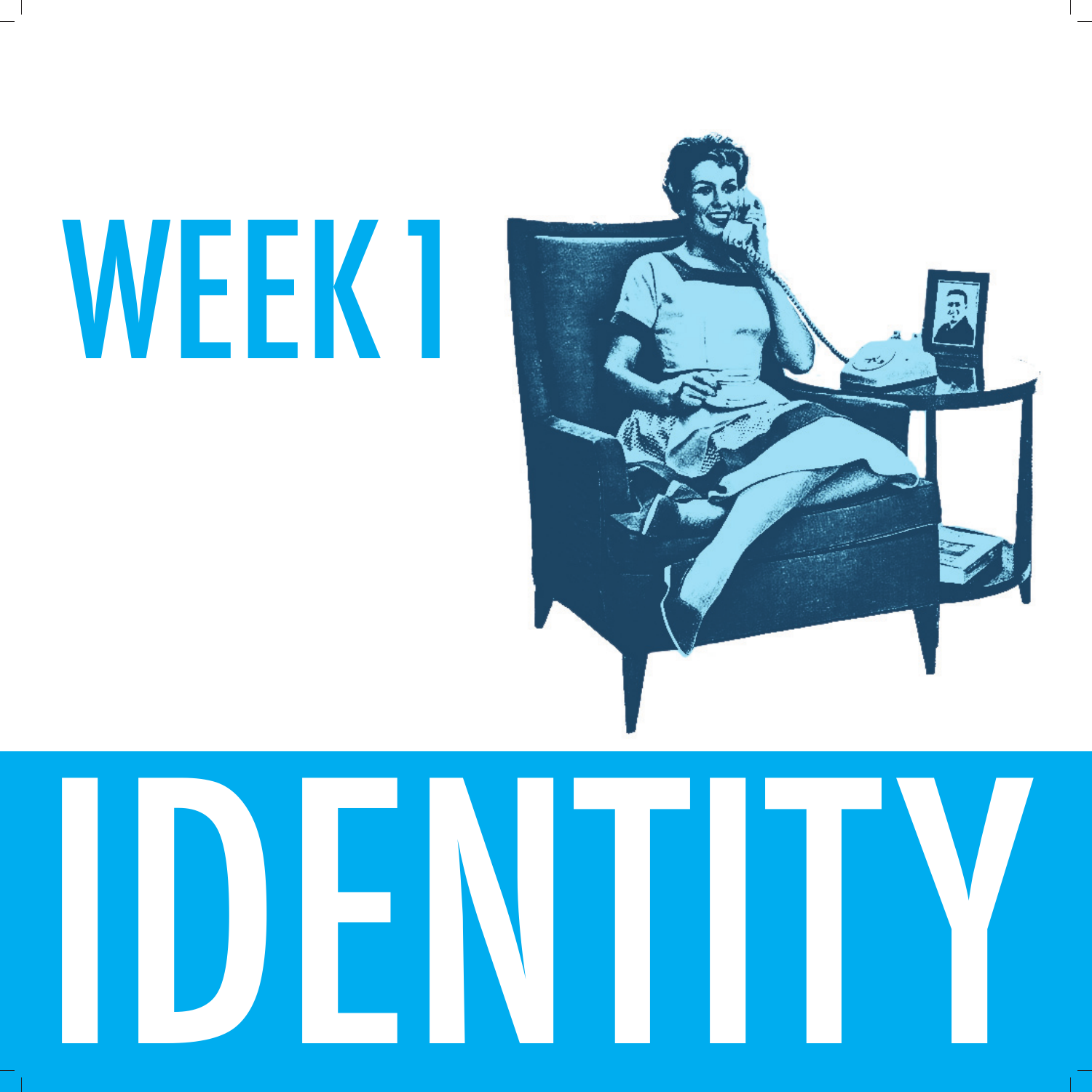# WEEK 1

# IDENTITY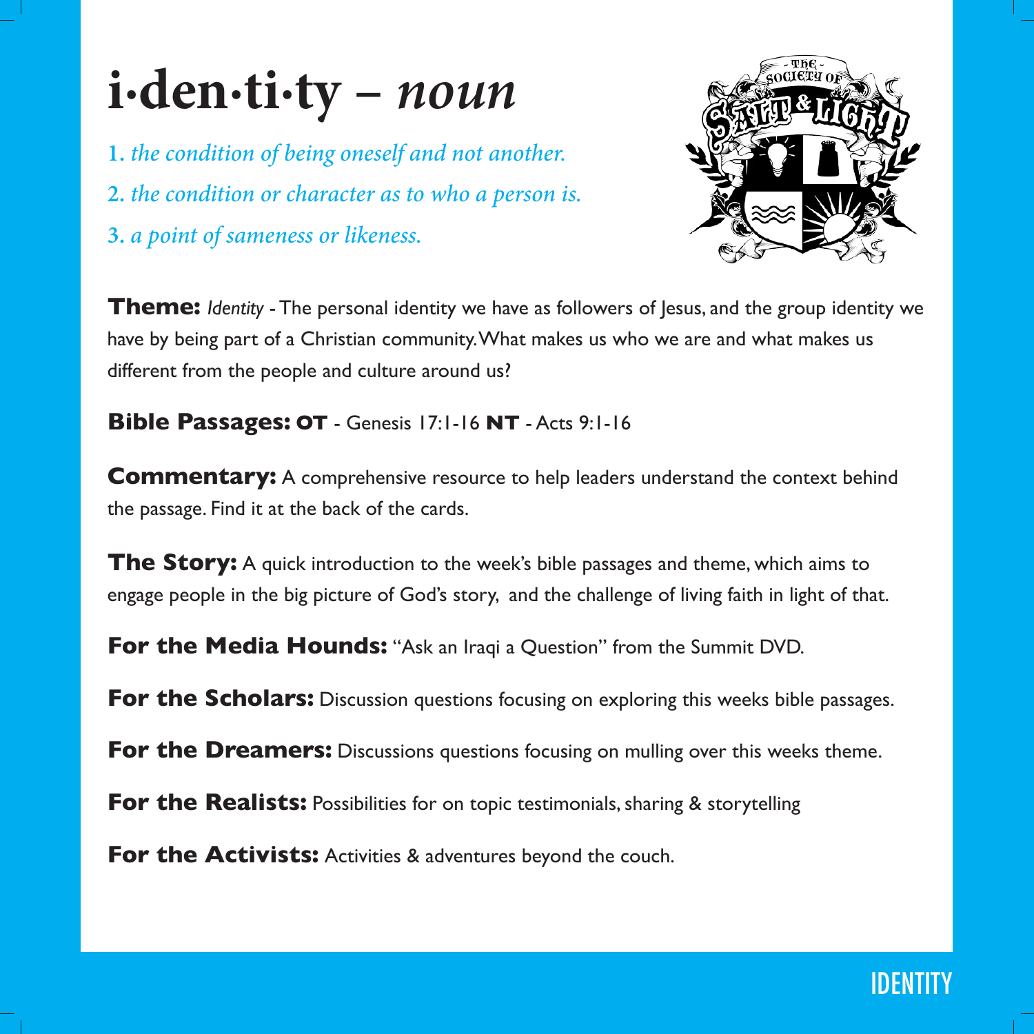# i·den·ti·ty – *noun*

1. *the condition of being oneself and not another.*
2. *the condition or character as to who a person is.*
3. *a point of sameness or likeness.*

**Theme:** *Identity* - The personal identity we have as followers of Jesus, and the group identity we have by being part of a Christian community. What makes us who we are and what makes us different from the people and culture around us?

**Bible Passages: OT** - Genesis 17:1-16 **NT** - Acts 9:1-16

**Commentary:** A comprehensive resource to help leaders understand the context behind the passage. Find it at the back of the cards.

**The Story:** A quick introduction to the week's bible passages and theme, which aims to engage people in the big picture of God's story, and the challenge of living faith in light of that.

**For the Media Hounds:** "Ask an Iraqi a Question" from the Summit DVD.

**For the Scholars:** Discussion questions focusing on exploring this weeks bible passages.

**For the Dreamers:** Discussions questions focusing on mulling over this weeks theme.

**For the Realists:** Possibilities for on topic testimonials, sharing & storytelling

**For the Activists:** Activities & adventures beyond the couch.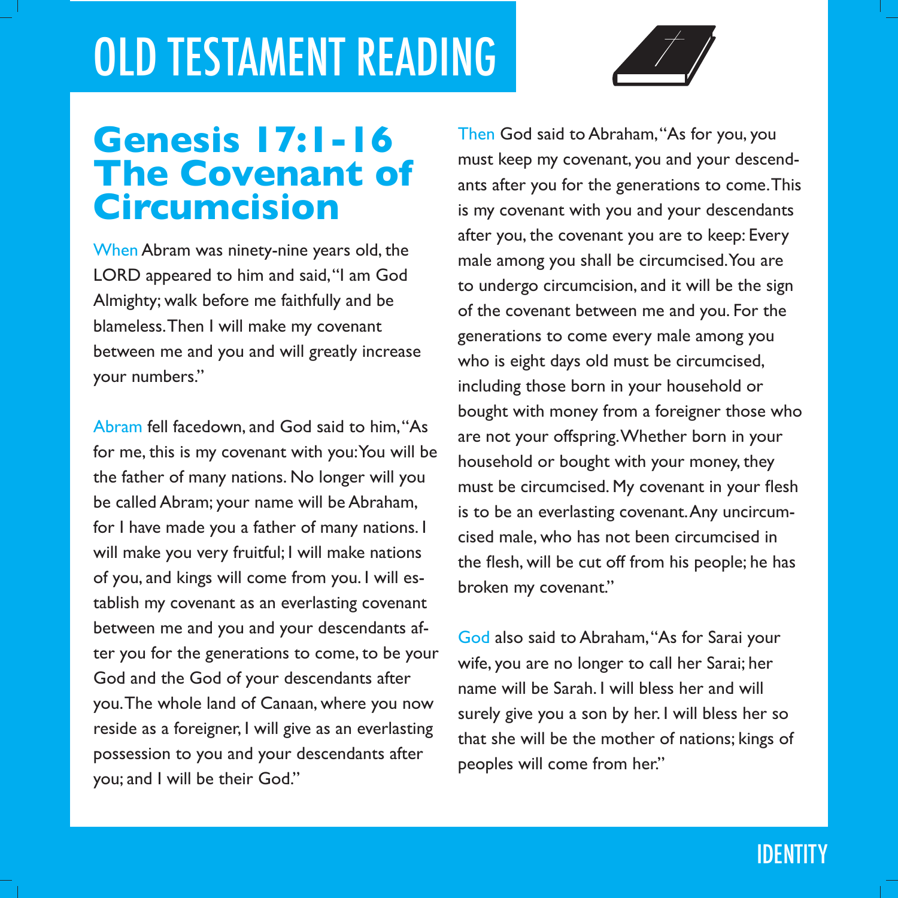# OLD TESTAMENT READING

## Genesis 17:1-16 The Covenant of Circumcision

When Abram was ninety-nine years old, the LORD appeared to him and said, "I am God Almighty; walk before me faithfully and be blameless. Then I will make my covenant between me and you and will greatly increase your numbers."

Abram fell facedown, and God said to him, "As for me, this is my covenant with you: You will be the father of many nations. No longer will you be called Abram; your name will be Abraham, for I have made you a father of many nations. I will make you very fruitful; I will make nations of you, and kings will come from you. I will establish my covenant as an everlasting covenant between me and you and your descendants after you for the generations to come, to be your God and the God of your descendants after you. The whole land of Canaan, where you now reside as a foreigner, I will give as an everlasting possession to you and your descendants after you; and I will be their God."

Then God said to Abraham, "As for you, you must keep my covenant, you and your descendants after you for the generations to come. This is my covenant with you and your descendants after you, the covenant you are to keep: Every male among you shall be circumcised. You are to undergo circumcision, and it will be the sign of the covenant between me and you. For the generations to come every male among you who is eight days old must be circumcised, including those born in your household or bought with money from a foreigner those who are not your offspring. Whether born in your household or bought with your money, they must be circumcised. My covenant in your flesh is to be an everlasting covenant. Any uncircumcised male, who has not been circumcised in the flesh, will be cut off from his people; he has broken my covenant."

God also said to Abraham, "As for Sarai your wife, you are no longer to call her Sarai; her name will be Sarah. I will bless her and will surely give you a son by her. I will bless her so that she will be the mother of nations; kings of peoples will come from her."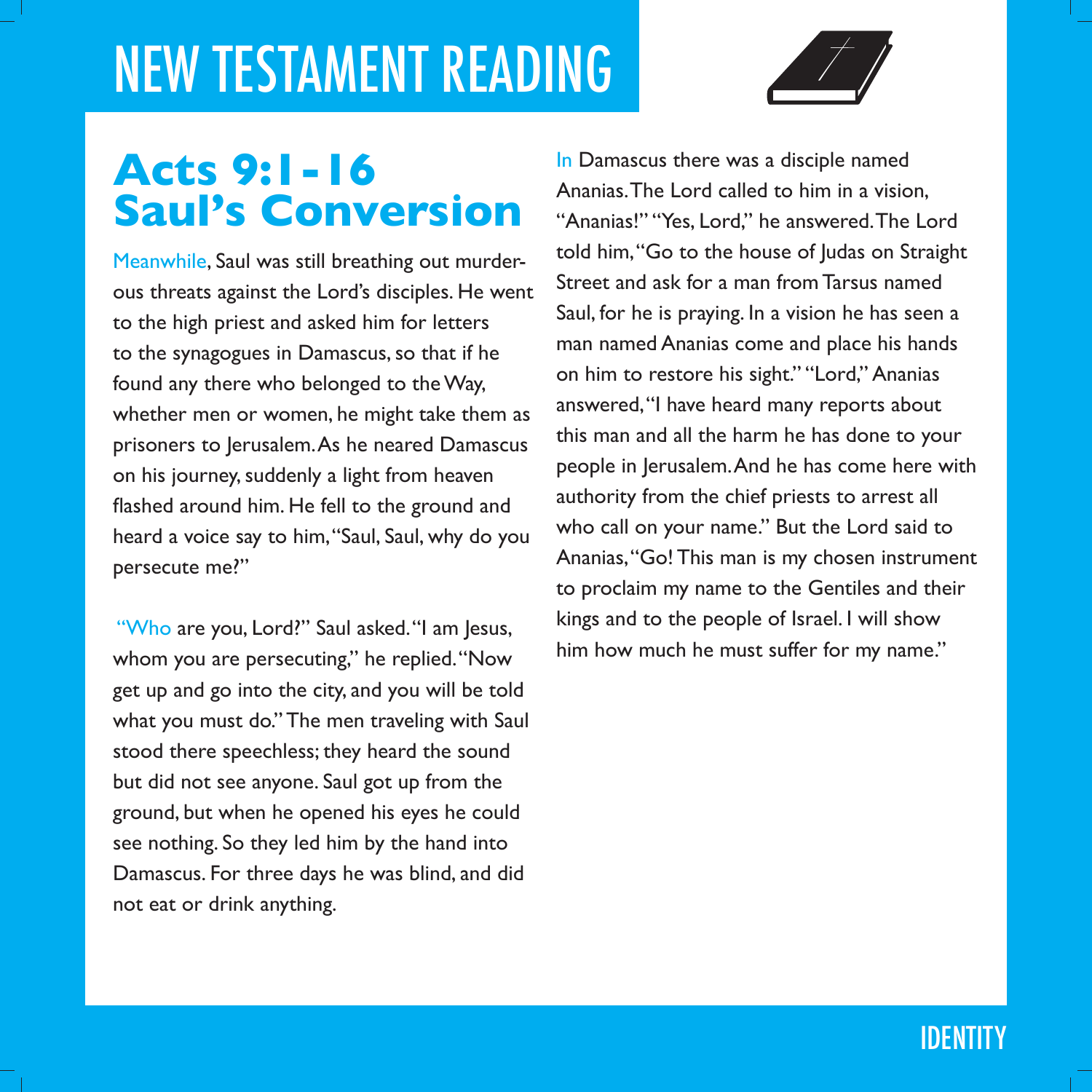# NEW TESTAMENT READING

## Acts 9:1-16 Saul's Conversion

Meanwhile, Saul was still breathing out murderous threats against the Lord's disciples. He went to the high priest and asked him for letters to the synagogues in Damascus, so that if he found any there who belonged to the Way, whether men or women, he might take them as prisoners to Jerusalem. As he neared Damascus on his journey, suddenly a light from heaven flashed around him. He fell to the ground and heard a voice say to him, "Saul, Saul, why do you persecute me?"

"Who are you, Lord?" Saul asked. "I am Jesus, whom you are persecuting," he replied. "Now get up and go into the city, and you will be told what you must do." The men traveling with Saul stood there speechless; they heard the sound but did not see anyone. Saul got up from the ground, but when he opened his eyes he could see nothing. So they led him by the hand into Damascus. For three days he was blind, and did not eat or drink anything.

In Damascus there was a disciple named Ananias. The Lord called to him in a vision, "Ananias!" "Yes, Lord," he answered. The Lord told him, "Go to the house of Judas on Straight Street and ask for a man from Tarsus named Saul, for he is praying. In a vision he has seen a man named Ananias come and place his hands on him to restore his sight." "Lord," Ananias answered, "I have heard many reports about this man and all the harm he has done to your people in Jerusalem. And he has come here with authority from the chief priests to arrest all who call on your name." But the Lord said to Ananias, "Go! This man is my chosen instrument to proclaim my name to the Gentiles and their kings and to the people of Israel. I will show him how much he must suffer for my name."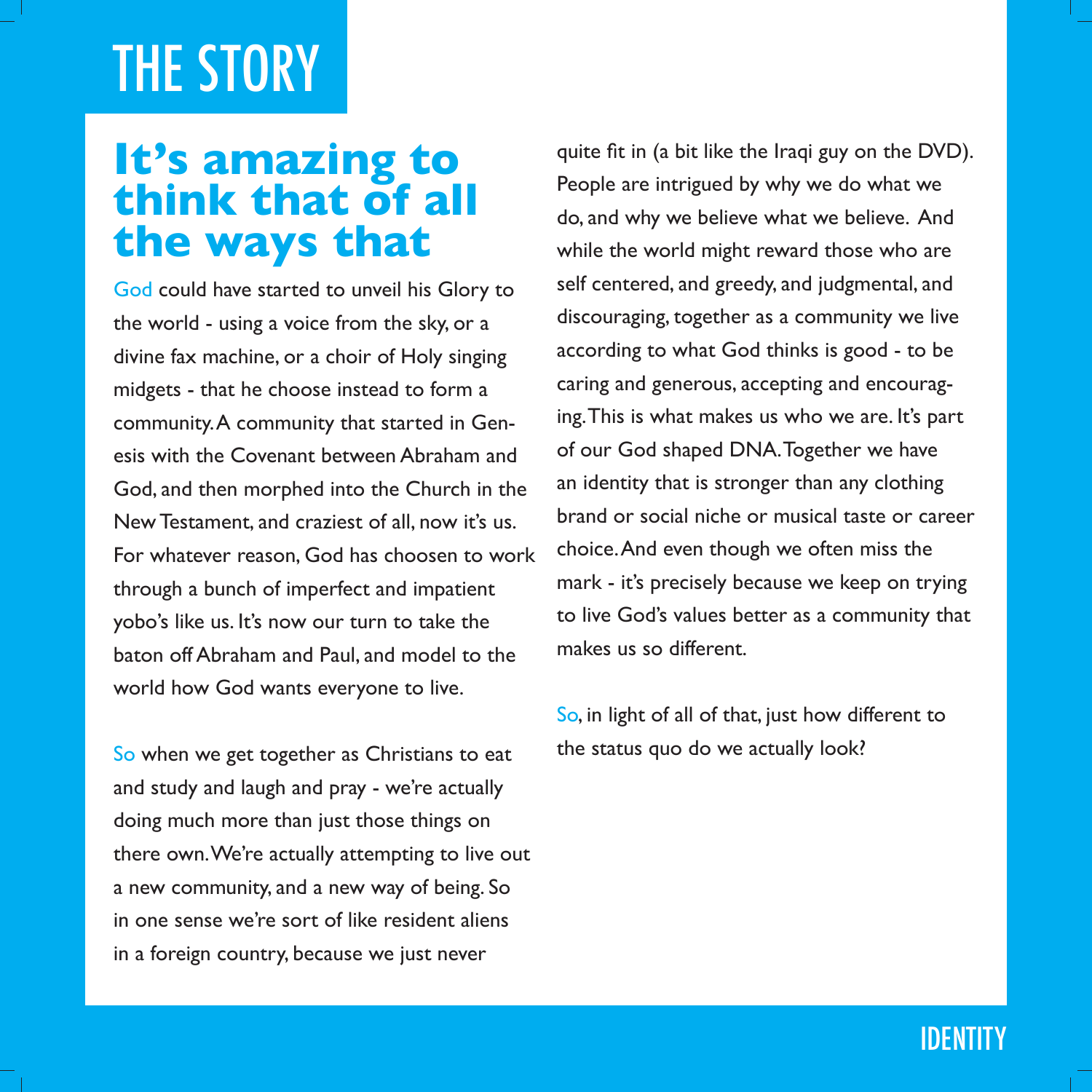# THE STORY

## It's amazing to think that of all the ways that

God could have started to unveil his Glory to the world - using a voice from the sky, or a divine fax machine, or a choir of Holy singing midgets - that he choose instead to form a community. A community that started in Genesis with the Covenant between Abraham and God, and then morphed into the Church in the New Testament, and craziest of all, now it's us. For whatever reason, God has choosen to work through a bunch of imperfect and impatient yobo's like us. It's now our turn to take the baton off Abraham and Paul, and model to the world how God wants everyone to live.

So when we get together as Christians to eat and study and laugh and pray - we're actually doing much more than just those things on there own. We're actually attempting to live out a new community, and a new way of being. So in one sense we're sort of like resident aliens in a foreign country, because we just never quite fit in (a bit like the Iraqi guy on the DVD). People are intrigued by why we do what we do, and why we believe what we believe. And while the world might reward those who are self centered, and greedy, and judgmental, and discouraging, together as a community we live according to what God thinks is good - to be caring and generous, accepting and encouraging. This is what makes us who we are. It's part of our God shaped DNA. Together we have an identity that is stronger than any clothing brand or social niche or musical taste or career choice. And even though we often miss the mark - it's precisely because we keep on trying to live God's values better as a community that makes us so different.

So, in light of all of that, just how different to the status quo do we actually look?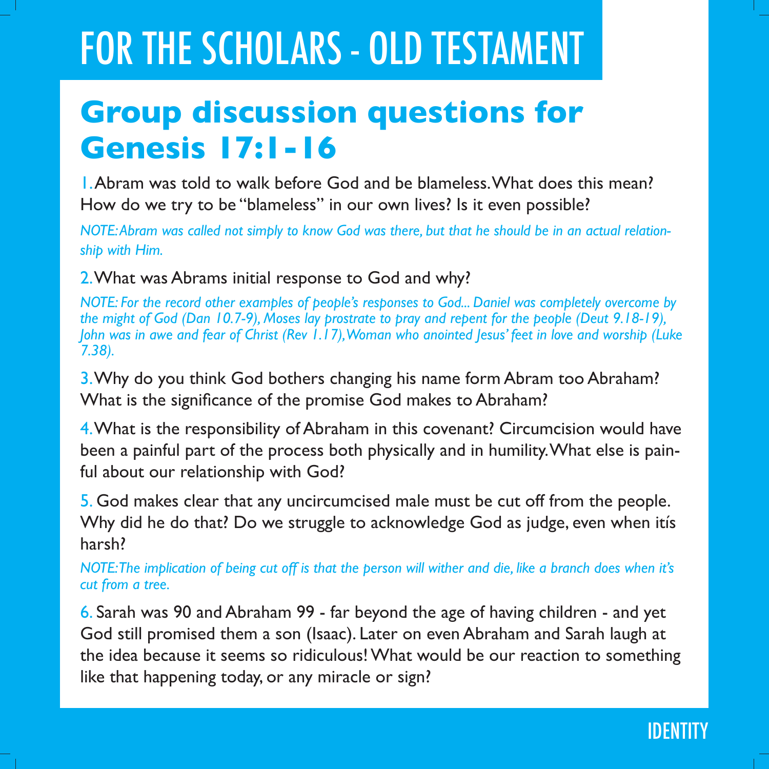# FOR THE SCHOLARS - OLD TESTAMENT

## Group discussion questions for Genesis 17:1-16

1. Abram was told to walk before God and be blameless. What does this mean? How do we try to be "blameless" in our own lives? Is it even possible?

*NOTE: Abram was called not simply to know God was there, but that he should be in an actual relationship with Him.*

2. What was Abrams initial response to God and why?

*NOTE: For the record other examples of people's responses to God... Daniel was completely overcome by the might of God (Dan 10.7-9), Moses lay prostrate to pray and repent for the people (Deut 9.18-19), John was in awe and fear of Christ (Rev 1.17), Woman who anointed Jesus' feet in love and worship (Luke 7.38).*

3. Why do you think God bothers changing his name form Abram too Abraham? What is the significance of the promise God makes to Abraham?

4. What is the responsibility of Abraham in this covenant? Circumcision would have been a painful part of the process both physically and in humility. What else is painful about our relationship with God?

5. God makes clear that any uncircumcised male must be cut off from the people. Why did he do that? Do we struggle to acknowledge God as judge, even when itís harsh?

*NOTE: The implication of being cut off is that the person will wither and die, like a branch does when it's cut from a tree.*

6. Sarah was 90 and Abraham 99 - far beyond the age of having children - and yet God still promised them a son (Isaac). Later on even Abraham and Sarah laugh at the idea because it seems so ridiculous! What would be our reaction to something like that happening today, or any miracle or sign?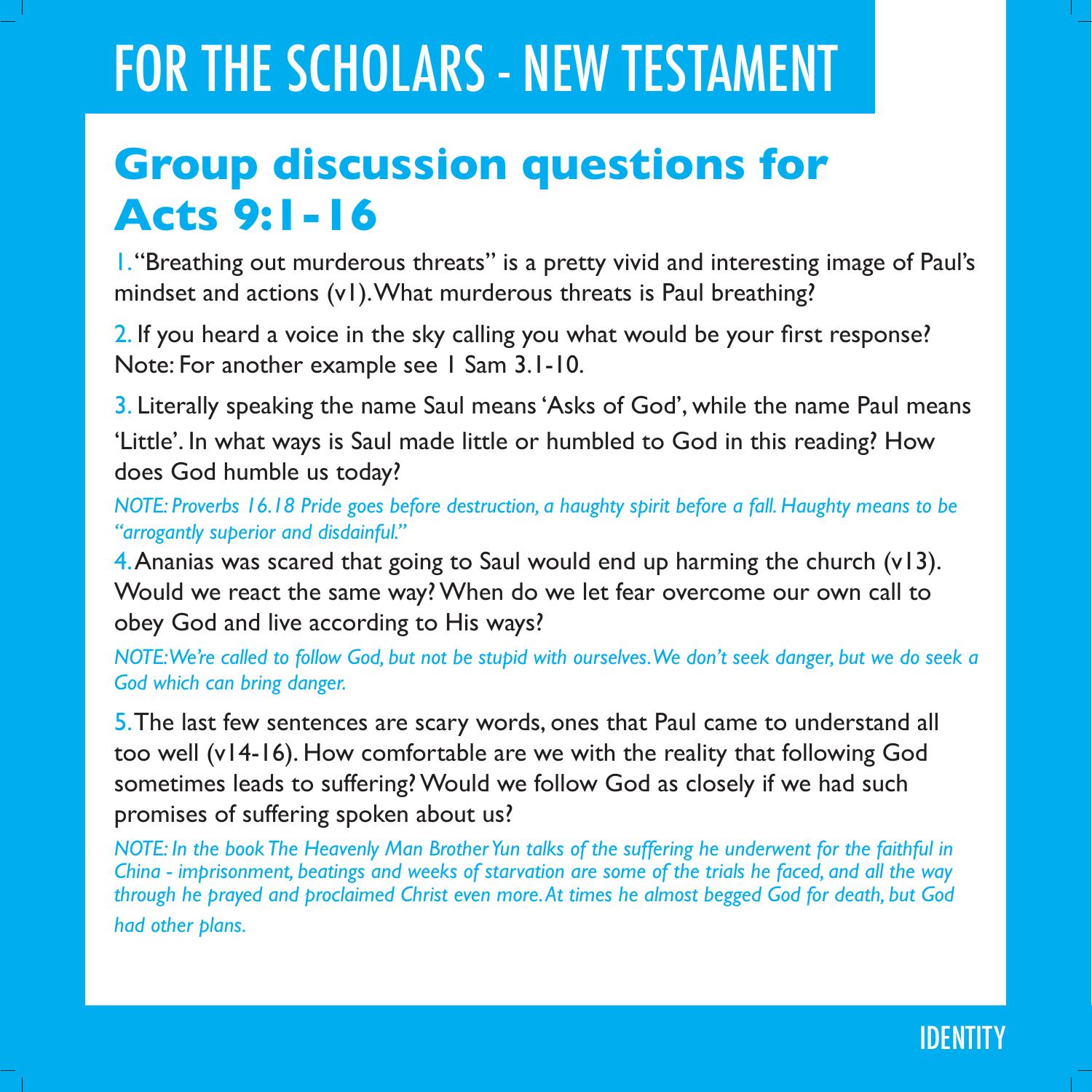# FOR THE SCHOLARS - NEW TESTAMENT

## Group discussion questions for Acts 9:1-16

1. "Breathing out murderous threats" is a pretty vivid and interesting image of Paul's mindset and actions (v1). What murderous threats is Paul breathing?

2. If you heard a voice in the sky calling you what would be your first response? Note: For another example see 1 Sam 3.1-10.

3. Literally speaking the name Saul means 'Asks of God', while the name Paul means 'Little'. In what ways is Saul made little or humbled to God in this reading? How does God humble us today?

*NOTE: Proverbs 16.18 Pride goes before destruction, a haughty spirit before a fall. Haughty means to be "arrogantly superior and disdainful."*

4. Ananias was scared that going to Saul would end up harming the church (v13). Would we react the same way? When do we let fear overcome our own call to obey God and live according to His ways?

*NOTE: We're called to follow God, but not be stupid with ourselves. We don't seek danger, but we do seek a God which can bring danger.*

5. The last few sentences are scary words, ones that Paul came to understand all too well (v14-16). How comfortable are we with the reality that following God sometimes leads to suffering? Would we follow God as closely if we had such promises of suffering spoken about us?

*NOTE: In the book The Heavenly Man Brother Yun talks of the suffering he underwent for the faithful in China - imprisonment, beatings and weeks of starvation are some of the trials he faced, and all the way through he prayed and proclaimed Christ even more. At times he almost begged God for death, but God had other plans.*

IDENTITY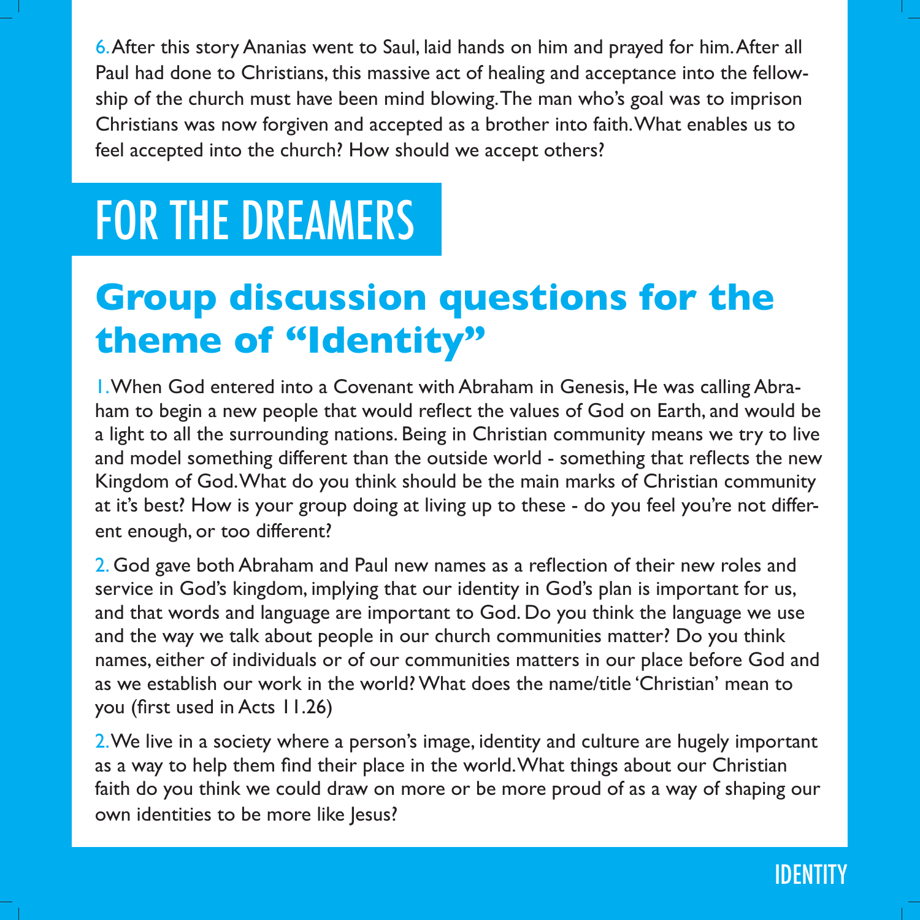6. After this story Ananias went to Saul, laid hands on him and prayed for him. After all Paul had done to Christians, this massive act of healing and acceptance into the fellowship of the church must have been mind blowing. The man who's goal was to imprison Christians was now forgiven and accepted as a brother into faith. What enables us to feel accepted into the church? How should we accept others?

# FOR THE DREAMERS

## Group discussion questions for the theme of "Identity"

1. When God entered into a Covenant with Abraham in Genesis, He was calling Abraham to begin a new people that would reflect the values of God on Earth, and would be a light to all the surrounding nations. Being in Christian community means we try to live and model something different than the outside world - something that reflects the new Kingdom of God. What do you think should be the main marks of Christian community at it's best? How is your group doing at living up to these - do you feel you're not different enough, or too different?

2. God gave both Abraham and Paul new names as a reflection of their new roles and service in God's kingdom, implying that our identity in God's plan is important for us, and that words and language are important to God. Do you think the language we use and the way we talk about people in our church communities matter? Do you think names, either of individuals or of our communities matters in our place before God and as we establish our work in the world? What does the name/title 'Christian' mean to you (first used in Acts 11.26)

2. We live in a society where a person's image, identity and culture are hugely important as a way to help them find their place in the world. What things about our Christian faith do you think we could draw on more or be more proud of as a way of shaping our own identities to be more like Jesus?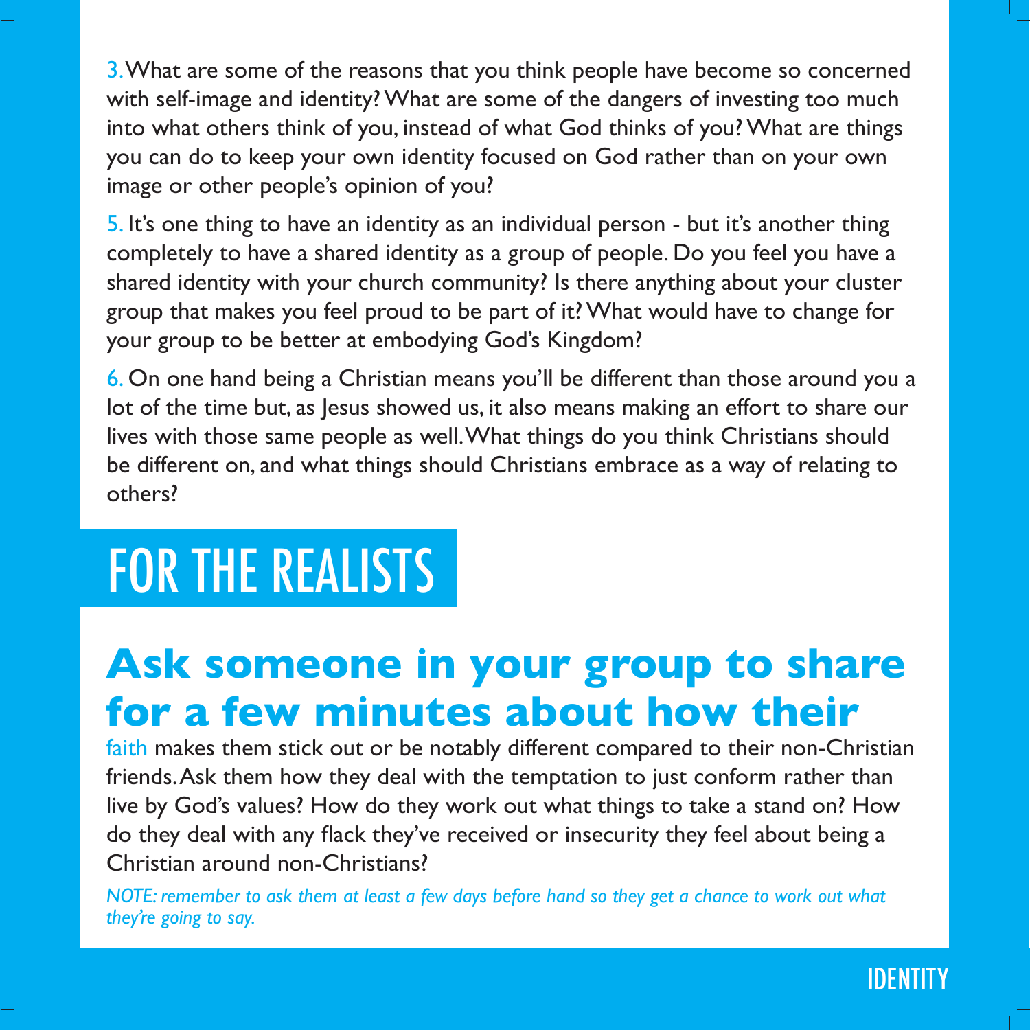3. What are some of the reasons that you think people have become so concerned with self-image and identity? What are some of the dangers of investing too much into what others think of you, instead of what God thinks of you? What are things you can do to keep your own identity focused on God rather than on your own image or other people's opinion of you?

5. It's one thing to have an identity as an individual person - but it's another thing completely to have a shared identity as a group of people. Do you feel you have a shared identity with your church community? Is there anything about your cluster group that makes you feel proud to be part of it? What would have to change for your group to be better at embodying God's Kingdom?

6. On one hand being a Christian means you'll be different than those around you a lot of the time but, as Jesus showed us, it also means making an effort to share our lives with those same people as well. What things do you think Christians should be different on, and what things should Christians embrace as a way of relating to others?

# FOR THE REALISTS

**Ask someone in your group to share for a few minutes about how their** faith makes them stick out or be notably different compared to their non-Christian friends. Ask them how they deal with the temptation to just conform rather than live by God's values? How do they work out what things to take a stand on? How do they deal with any flack they've received or insecurity they feel about being a Christian around non-Christians?

*NOTE: remember to ask them at least a few days before hand so they get a chance to work out what they're going to say.*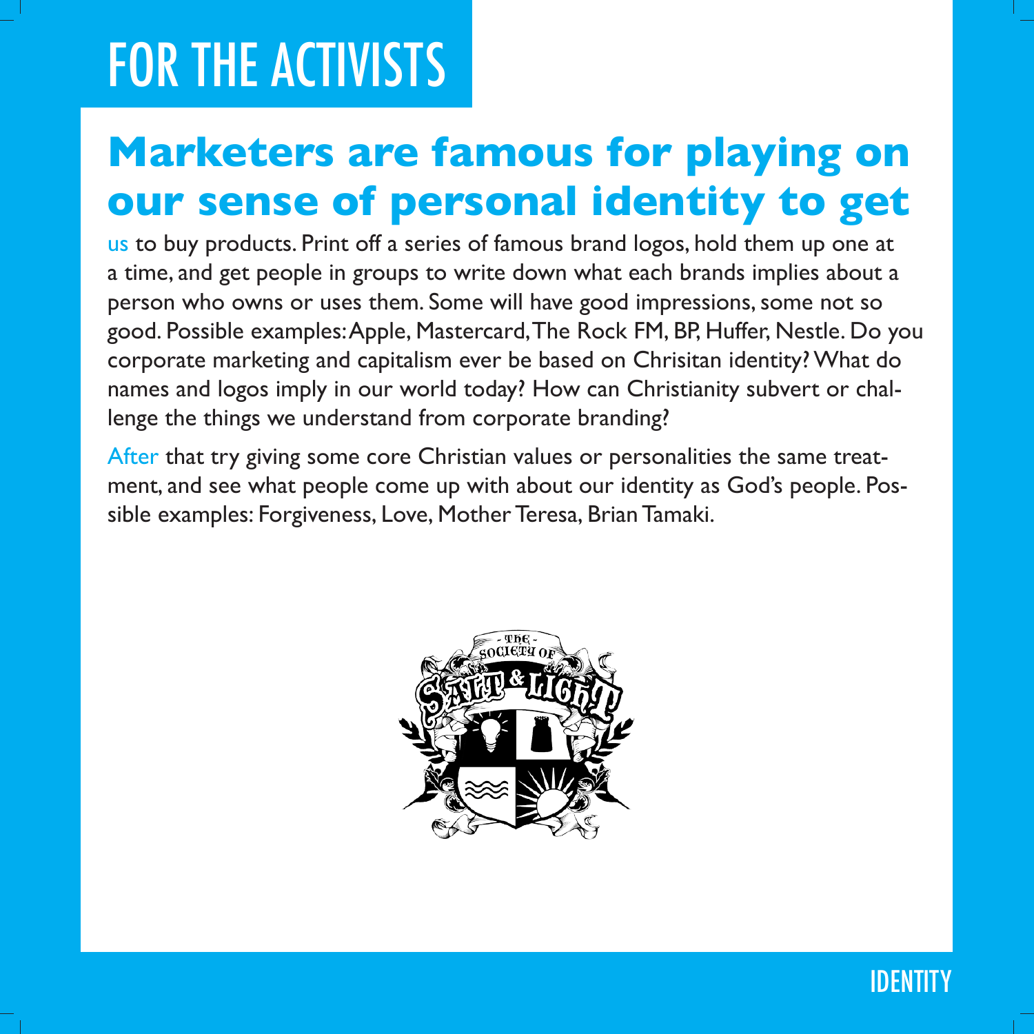# FOR THE ACTIVISTS

## Marketers are famous for playing on our sense of personal identity to get

us to buy products. Print off a series of famous brand logos, hold them up one at a time, and get people in groups to write down what each brands implies about a person who owns or uses them. Some will have good impressions, some not so good. Possible examples: Apple, Mastercard, The Rock FM, BP, Huffer, Nestle. Do you corporate marketing and capitalism ever be based on Chrisitan identity? What do names and logos imply in our world today? How can Christianity subvert or challenge the things we understand from corporate branding?

After that try giving some core Christian values or personalities the same treatment, and see what people come up with about our identity as God's people. Possible examples: Forgiveness, Love, Mother Teresa, Brian Tamaki.

IDENTITY